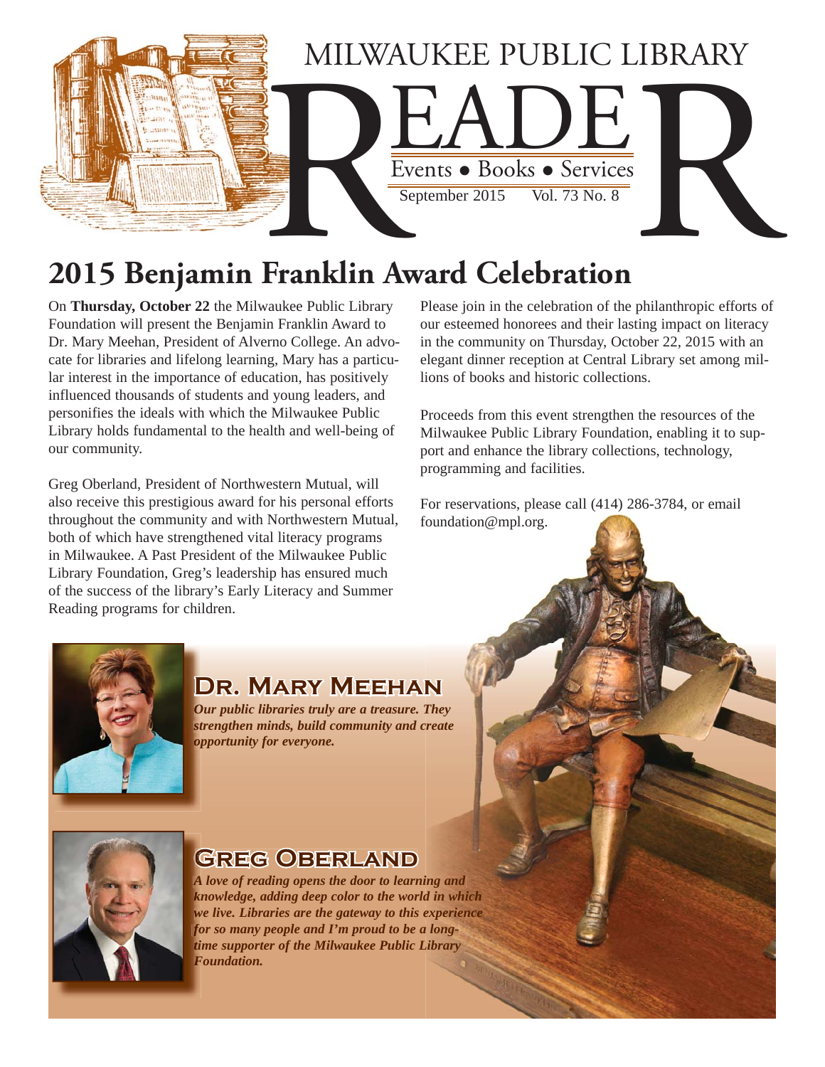# MILWAUKEE PUBLIC LIBRARY READER

Events • Books • Services

September 2015 Vol. 73 No. 8

## 2015 Benjamin Franklin Award Celebration

On **Thursday, October 22** the Milwaukee Public Library Foundation will present the Benjamin Franklin Award to Dr. Mary Meehan, President of Alverno College. An advocate for libraries and lifelong learning, Mary has a particular interest in the importance of education, has positively influenced thousands of students and young leaders, and personifies the ideals with which the Milwaukee Public Library holds fundamental to the health and well-being of our community.

Greg Oberland, President of Northwestern Mutual, will also receive this prestigious award for his personal efforts throughout the community and with Northwestern Mutual, both of which have strengthened vital literacy programs in Milwaukee. A Past President of the Milwaukee Public Library Foundation, Greg's leadership has ensured much of the success of the library's Early Literacy and Summer Reading programs for children.

Please join in the celebration of the philanthropic efforts of our esteemed honorees and their lasting impact on literacy in the community on Thursday, October 22, 2015 with an elegant dinner reception at Central Library set among millions of books and historic collections.

Proceeds from this event strengthen the resources of the Milwaukee Public Library Foundation, enabling it to support and enhance the library collections, technology, programming and facilities.

For reservations, please call (414) 286-3784, or email foundation@mpl.org.

### Dr. Mary Meehan

***Our public libraries truly are a treasure. They strengthen minds, build community and create opportunity for everyone.***

### Greg Oberland

***A love of reading opens the door to learning and knowledge, adding deep color to the world in which we live. Libraries are the gateway to this experience for so many people and I'm proud to be a long-time supporter of the Milwaukee Public Library Foundation.***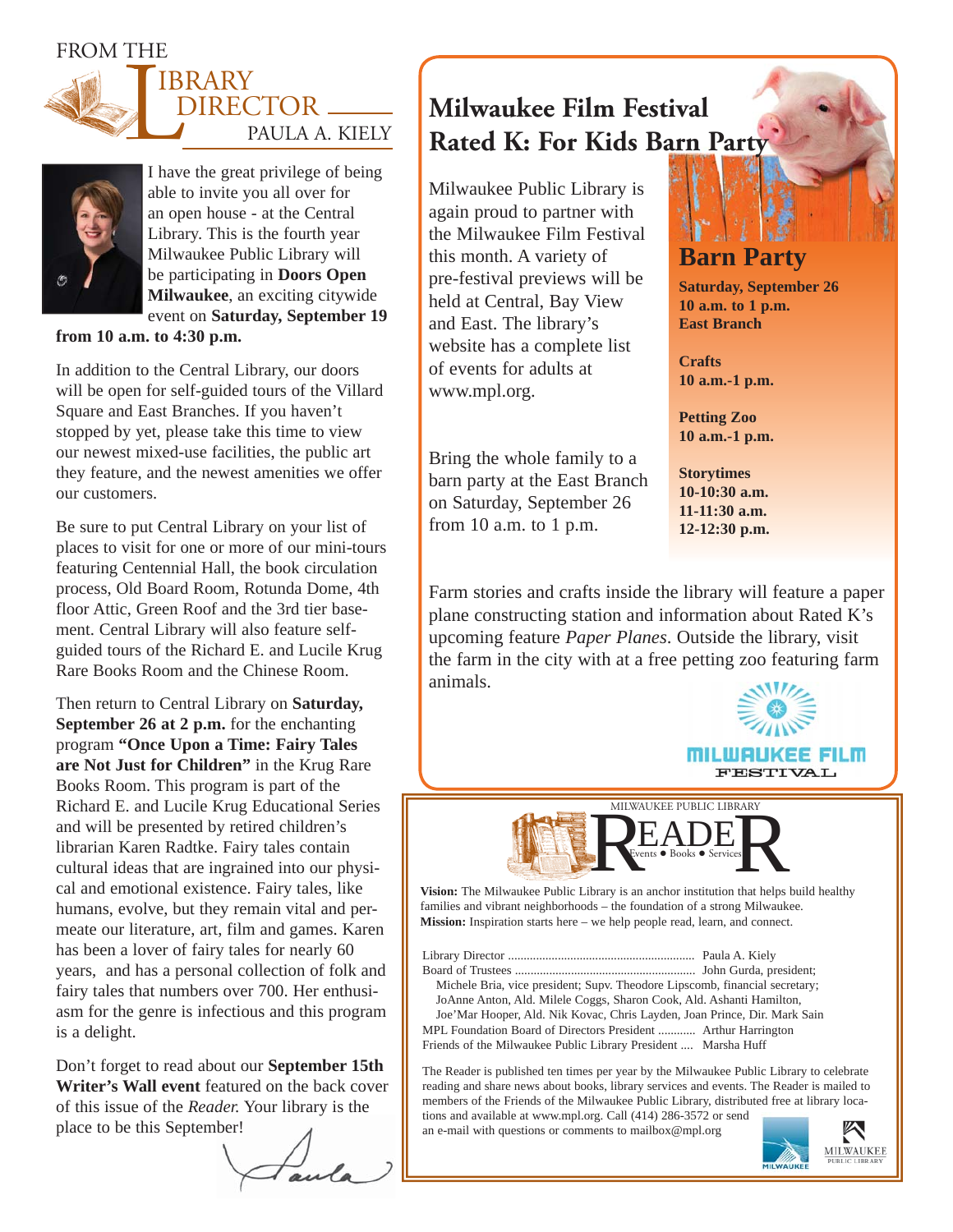# From the Library Director

## Paula A. Kiely

I have the great privilege of being able to invite you all over for an open house - at the Central Library. This is the fourth year Milwaukee Public Library will be participating in **Doors Open Milwaukee**, an exciting citywide event on **Saturday, September 19 from 10 a.m. to 4:30 p.m.**

In addition to the Central Library, our doors will be open for self-guided tours of the Villard Square and East Branches. If you haven't stopped by yet, please take this time to view our newest mixed-use facilities, the public art they feature, and the newest amenities we offer our customers.

Be sure to put Central Library on your list of places to visit for one or more of our mini-tours featuring Centennial Hall, the book circulation process, Old Board Room, Rotunda Dome, 4th floor Attic, Green Roof and the 3rd tier basement. Central Library will also feature self-guided tours of the Richard E. and Lucile Krug Rare Books Room and the Chinese Room.

Then return to Central Library on **Saturday, September 26 at 2 p.m.** for the enchanting program **"Once Upon a Time: Fairy Tales are Not Just for Children"** in the Krug Rare Books Room. This program is part of the Richard E. and Lucile Krug Educational Series and will be presented by retired children's librarian Karen Radtke. Fairy tales contain cultural ideas that are ingrained into our physical and emotional existence. Fairy tales, like humans, evolve, but they remain vital and permeate our literature, art, film and games. Karen has been a lover of fairy tales for nearly 60 years, and has a personal collection of folk and fairy tales that numbers over 700. Her enthusiasm for the genre is infectious and this program is a delight.

Don't forget to read about our **September 15th Writer's Wall event** featured on the back cover of this issue of the *Reader.* Your library is the place to be this September!

Paula

# Milwaukee Film Festival Rated K: For Kids Barn Party

Milwaukee Public Library is again proud to partner with the Milwaukee Film Festival this month. A variety of pre-festival previews will be held at Central, Bay View and East. The library's website has a complete list of events for adults at www.mpl.org.

Bring the whole family to a barn party at the East Branch on Saturday, September 26 from 10 a.m. to 1 p.m.

## Barn Party

**Saturday, September 26**
**10 a.m. to 1 p.m.**
**East Branch**

**Crafts**
**10 a.m.-1 p.m.**

**Petting Zoo**
**10 a.m.-1 p.m.**

**Storytimes**
**10-10:30 a.m.**
**11-11:30 a.m.**
**12-12:30 p.m.**

Farm stories and crafts inside the library will feature a paper plane constructing station and information about Rated K's upcoming feature *Paper Planes*. Outside the library, visit the farm in the city with at a free petting zoo featuring farm animals.

MILWAUKEE FILM FESTIVAL

---

MILWAUKEE PUBLIC LIBRARY

# READER

Events • Books • Services

**Vision:** The Milwaukee Public Library is an anchor institution that helps build healthy families and vibrant neighborhoods – the foundation of a strong Milwaukee.
**Mission:** Inspiration starts here – we help people read, learn, and connect.

Library Director .......... Paula A. Kiely
Board of Trustees .......... John Gurda, president;
Michele Bria, vice president; Supv. Theodore Lipscomb, financial secretary; JoAnne Anton, Ald. Milele Coggs, Sharon Cook, Ald. Ashanti Hamilton, Joe'Mar Hooper, Ald. Nik Kovac, Chris Layden, Joan Prince, Dir. Mark Sain
MPL Foundation Board of Directors President .......... Arthur Harrington
Friends of the Milwaukee Public Library President .... Marsha Huff

The Reader is published ten times per year by the Milwaukee Public Library to celebrate reading and share news about books, library services and events. The Reader is mailed to members of the Friends of the Milwaukee Public Library, distributed free at library locations and available at www.mpl.org. Call (414) 286-3572 or send an e-mail with questions or comments to mailbox@mpl.org

MILWAUKEE

MILWAUKEE PUBLIC LIBRARY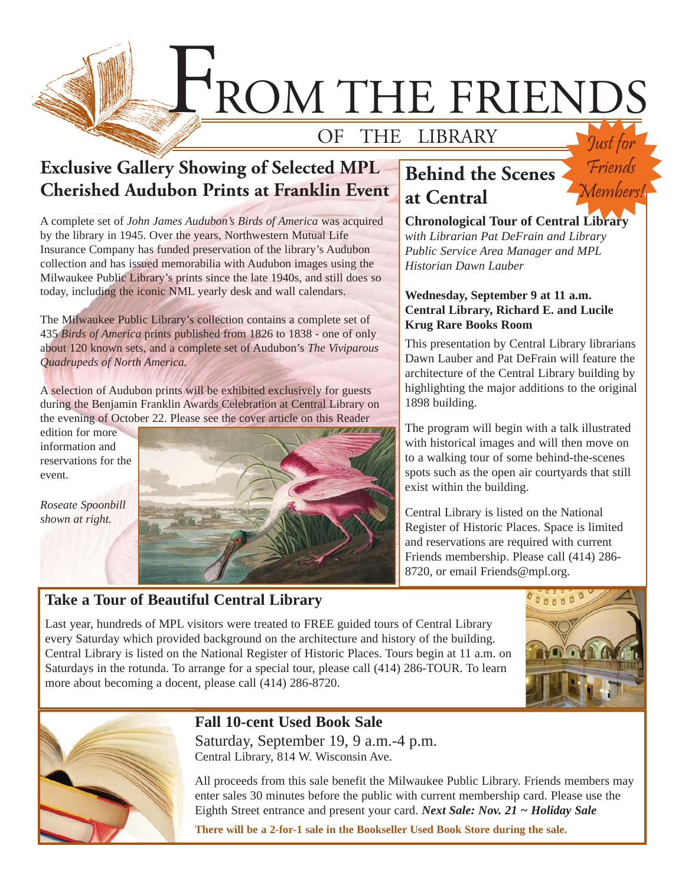# FROM THE FRIENDS

OF THE LIBRARY

## Exclusive Gallery Showing of Selected MPL Cherished Audubon Prints at Franklin Event

A complete set of *John James Audubon's Birds of America* was acquired by the library in 1945. Over the years, Northwestern Mutual Life Insurance Company has funded preservation of the library's Audubon collection and has issued memorabilia with Audubon images using the Milwaukee Public Library's prints since the late 1940s, and still does so today, including the iconic NML yearly desk and wall calendars.

The Milwaukee Public Library's collection contains a complete set of 435 *Birds of America* prints published from 1826 to 1838 - one of only about 120 known sets, and a complete set of Audubon's *The Viviparous Quadrupeds of North America.*

A selection of Audubon prints will be exhibited exclusively for guests during the Benjamin Franklin Awards Celebration at Central Library on the evening of October 22. Please see the cover article on this Reader edition for more information and reservations for the event.

*Roseate Spoonbill shown at right.*

## Behind the Scenes at Central

*Just for Friends Members!*

**Chronological Tour of Central Library**
*with Librarian Pat DeFrain and Library Public Service Area Manager and MPL Historian Dawn Lauber*

**Wednesday, September 9 at 11 a.m.**
**Central Library, Richard E. and Lucile Krug Rare Books Room**

This presentation by Central Library librarians Dawn Lauber and Pat DeFrain will feature the architecture of the Central Library building by highlighting the major additions to the original 1898 building.

The program will begin with a talk illustrated with historical images and will then move on to a walking tour of some behind-the-scenes spots such as the open air courtyards that still exist within the building.

Central Library is listed on the National Register of Historic Places. Space is limited and reservations are required with current Friends membership. Please call (414) 286-8720, or email Friends@mpl.org.

## Take a Tour of Beautiful Central Library

Last year, hundreds of MPL visitors were treated to FREE guided tours of Central Library every Saturday which provided background on the architecture and history of the building. Central Library is listed on the National Register of Historic Places. Tours begin at 11 a.m. on Saturdays in the rotunda. To arrange for a special tour, please call (414) 286-TOUR. To learn more about becoming a docent, please call (414) 286-8720.

## Fall 10-cent Used Book Sale

Saturday, September 19, 9 a.m.-4 p.m.
Central Library, 814 W. Wisconsin Ave.

All proceeds from this sale benefit the Milwaukee Public Library. Friends members may enter sales 30 minutes before the public with current membership card. Please use the Eighth Street entrance and present your card. ***Next Sale: Nov. 21 ~ Holiday Sale***

**There will be a 2-for-1 sale in the Bookseller Used Book Store during the sale.**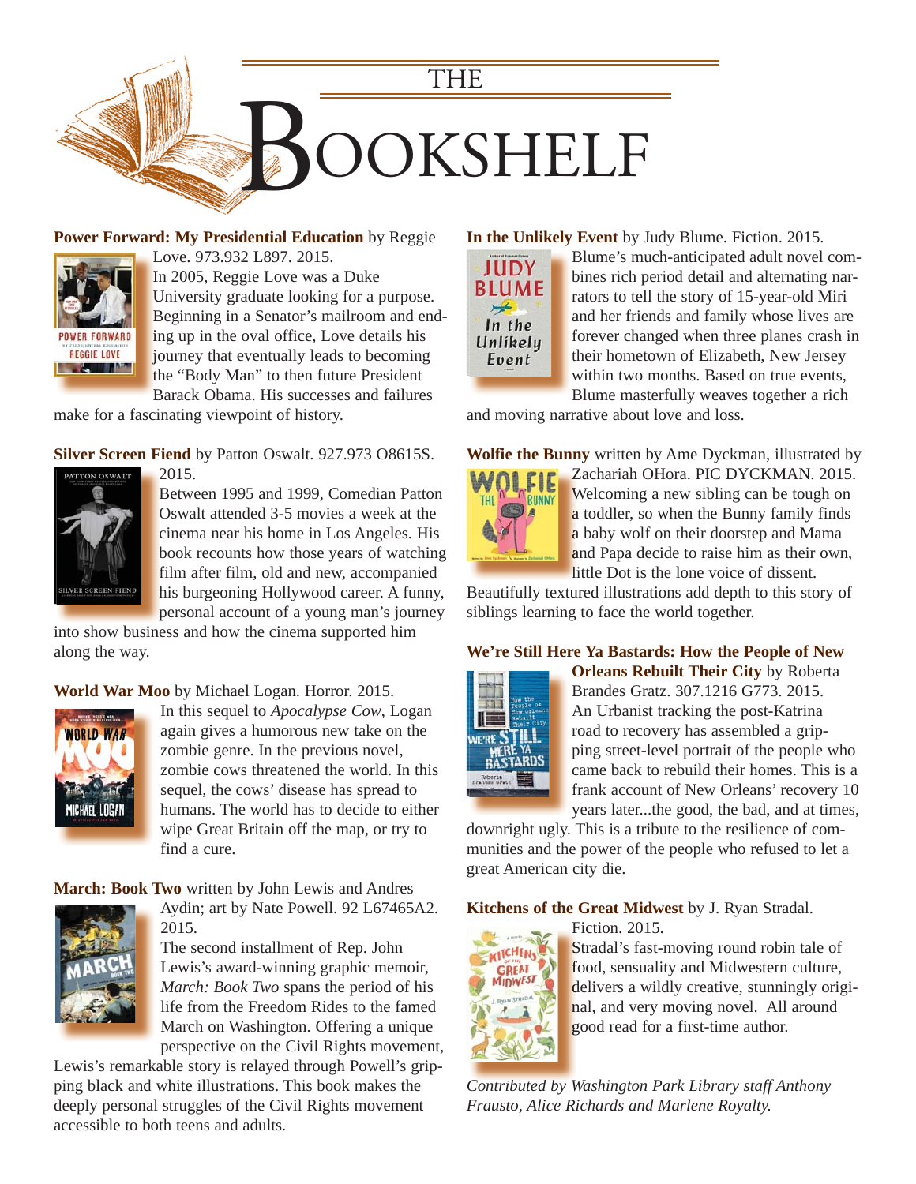# THE BOOKSHELF

**Power Forward: My Presidential Education** by Reggie Love. 973.932 L897. 2015.
In 2005, Reggie Love was a Duke University graduate looking for a purpose. Beginning in a Senator's mailroom and ending up in the oval office, Love details his journey that eventually leads to becoming the "Body Man" to then future President Barack Obama. His successes and failures make for a fascinating viewpoint of history.

**Silver Screen Fiend** by Patton Oswalt. 927.973 O8615S. 2015.
Between 1995 and 1999, Comedian Patton Oswalt attended 3-5 movies a week at the cinema near his home in Los Angeles. His book recounts how those years of watching film after film, old and new, accompanied his burgeoning Hollywood career. A funny, personal account of a young man's journey into show business and how the cinema supported him along the way.

**World War Moo** by Michael Logan. Horror. 2015.
In this sequel to *Apocalypse Cow*, Logan again gives a humorous new take on the zombie genre. In the previous novel, zombie cows threatened the world. In this sequel, the cows' disease has spread to humans. The world has to decide to either wipe Great Britain off the map, or try to find a cure.

**March: Book Two** written by John Lewis and Andres Aydin; art by Nate Powell. 92 L67465A2. 2015.
The second installment of Rep. John Lewis's award-winning graphic memoir, *March: Book Two* spans the period of his life from the Freedom Rides to the famed March on Washington. Offering a unique perspective on the Civil Rights movement, Lewis's remarkable story is relayed through Powell's gripping black and white illustrations. This book makes the deeply personal struggles of the Civil Rights movement accessible to both teens and adults.

**In the Unlikely Event** by Judy Blume. Fiction. 2015.
Blume's much-anticipated adult novel combines rich period detail and alternating narrators to tell the story of 15-year-old Miri and her friends and family whose lives are forever changed when three planes crash in their hometown of Elizabeth, New Jersey within two months. Based on true events, Blume masterfully weaves together a rich and moving narrative about love and loss.

**Wolfie the Bunny** written by Ame Dyckman, illustrated by Zachariah OHora. PIC DYCKMAN. 2015.
Welcoming a new sibling can be tough on a toddler, so when the Bunny family finds a baby wolf on their doorstep and Mama and Papa decide to raise him as their own, little Dot is the lone voice of dissent. Beautifully textured illustrations add depth to this story of siblings learning to face the world together.

**We're Still Here Ya Bastards: How the People of New Orleans Rebuilt Their City** by Roberta Brandes Gratz. 307.1216 G773. 2015.
An Urbanist tracking the post-Katrina road to recovery has assembled a gripping street-level portrait of the people who came back to rebuild their homes. This is a frank account of New Orleans' recovery 10 years later...the good, the bad, and at times, downright ugly. This is a tribute to the resilience of communities and the power of the people who refused to let a great American city die.

**Kitchens of the Great Midwest** by J. Ryan Stradal. Fiction. 2015.
Stradal's fast-moving round robin tale of food, sensuality and Midwestern culture, delivers a wildly creative, stunningly original, and very moving novel. All around good read for a first-time author.

*Contributed by Washington Park Library staff Anthony Frausto, Alice Richards and Marlene Royalty.*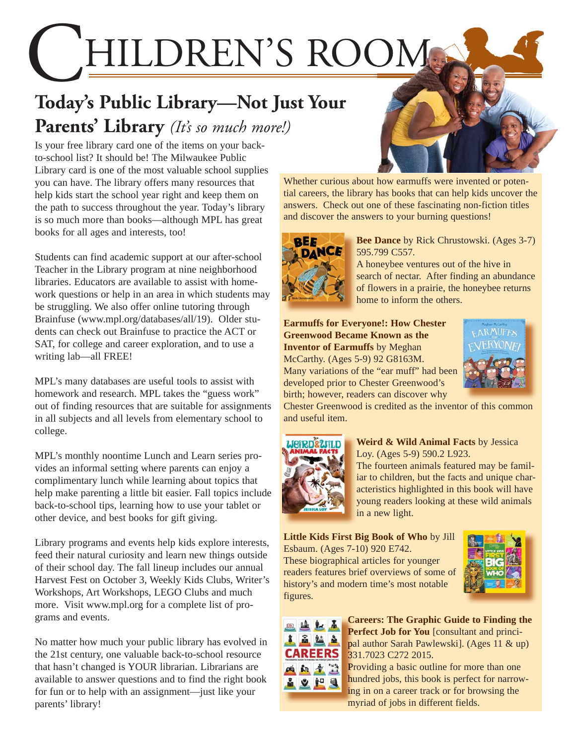# CHILDREN'S ROOM

## Today's Public Library—Not Just Your Parents' Library *(It's so much more!)*

Is your free library card one of the items on your back-to-school list? It should be! The Milwaukee Public Library card is one of the most valuable school supplies you can have. The library offers many resources that help kids start the school year right and keep them on the path to success throughout the year. Today's library is so much more than books—although MPL has great books for all ages and interests, too!

Students can find academic support at our after-school Teacher in the Library program at nine neighborhood libraries. Educators are available to assist with homework questions or help in an area in which students may be struggling. We also offer online tutoring through Brainfuse (www.mpl.org/databases/all/19). Older students can check out Brainfuse to practice the ACT or SAT, for college and career exploration, and to use a writing lab—all FREE!

MPL's many databases are useful tools to assist with homework and research. MPL takes the "guess work" out of finding resources that are suitable for assignments in all subjects and all levels from elementary school to college.

MPL's monthly noontime Lunch and Learn series provides an informal setting where parents can enjoy a complimentary lunch while learning about topics that help make parenting a little bit easier. Fall topics include back-to-school tips, learning how to use your tablet or other device, and best books for gift giving.

Library programs and events help kids explore interests, feed their natural curiosity and learn new things outside of their school day. The fall lineup includes our annual Harvest Fest on October 3, Weekly Kids Clubs, Writer's Workshops, Art Workshops, LEGO Clubs and much more. Visit www.mpl.org for a complete list of programs and events.

No matter how much your public library has evolved in the 21st century, one valuable back-to-school resource that hasn't changed is YOUR librarian. Librarians are available to answer questions and to find the right book for fun or to help with an assignment—just like your parents' library!

Whether curious about how earmuffs were invented or potential careers, the library has books that can help kids uncover the answers. Check out one of these fascinating non-fiction titles and discover the answers to your burning questions!

**Bee Dance** by Rick Chrustowski. (Ages 3-7) 595.799 C557.
A honeybee ventures out of the hive in search of nectar. After finding an abundance of flowers in a prairie, the honeybee returns home to inform the others.

**Earmuffs for Everyone!: How Chester Greenwood Became Known as the Inventor of Earmuffs** by Meghan McCarthy. (Ages 5-9) 92 G8163M.
Many variations of the "ear muff" had been developed prior to Chester Greenwood's birth; however, readers can discover why Chester Greenwood is credited as the inventor of this common and useful item.

**Weird & Wild Animal Facts** by Jessica Loy. (Ages 5-9) 590.2 L923.
The fourteen animals featured may be familiar to children, but the facts and unique characteristics highlighted in this book will have young readers looking at these wild animals in a new light.

**Little Kids First Big Book of Who** by Jill Esbaum. (Ages 7-10) 920 E742.
These biographical articles for younger readers features brief overviews of some of history's and modern time's most notable figures.

**Careers: The Graphic Guide to Finding the Perfect Job for You** [consultant and principal author Sarah Pawlewski]. (Ages 11 & up) 331.7023 C272 2015.
Providing a basic outline for more than one hundred jobs, this book is perfect for narrowing in on a career track or for browsing the myriad of jobs in different fields.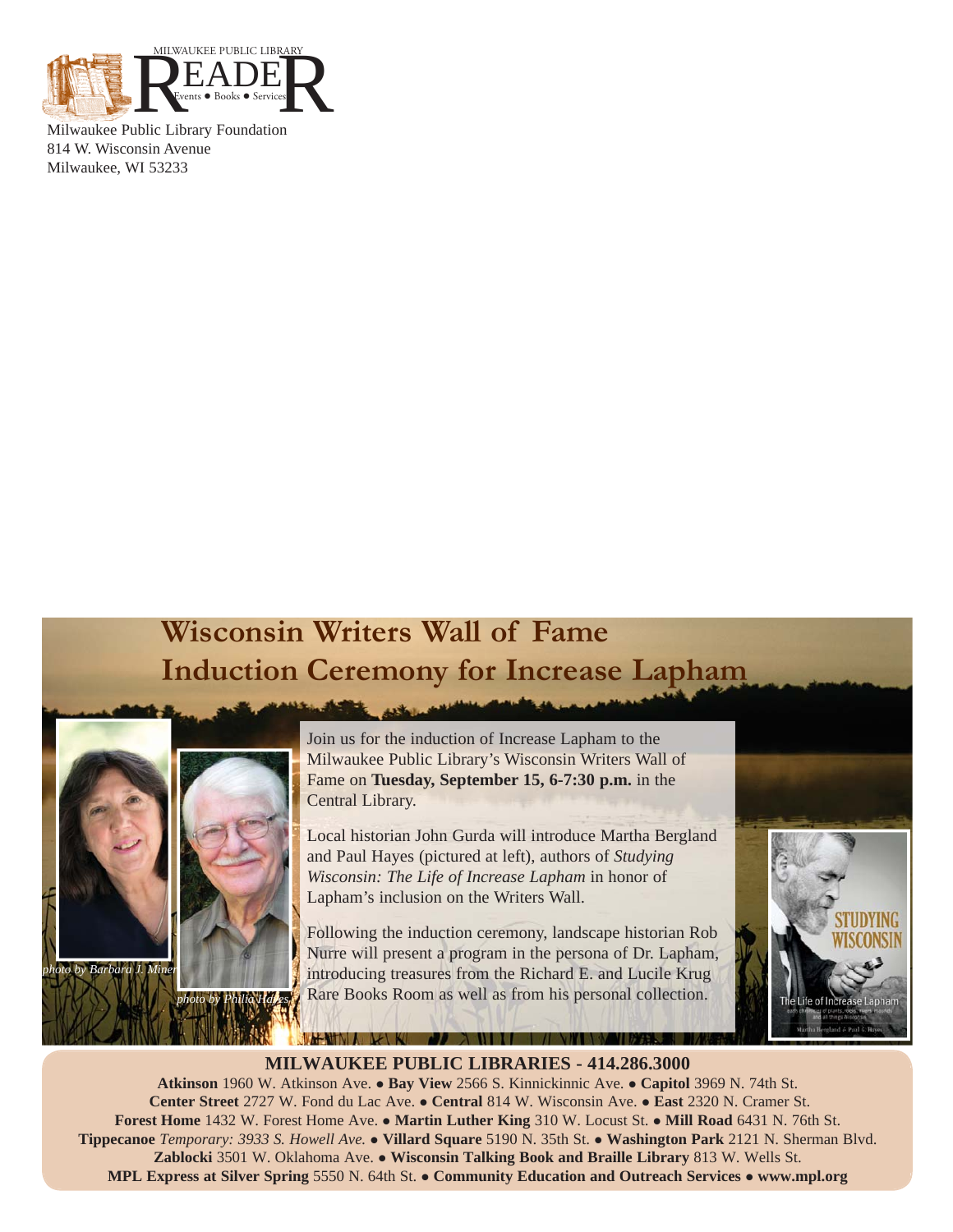MILWAUKEE PUBLIC LIBRARY

# READER

Events ● Books ● Services

Milwaukee Public Library Foundation
814 W. Wisconsin Avenue
Milwaukee, WI 53233

## Wisconsin Writers Wall of Fame Induction Ceremony for Increase Lapham

*photo by Barbara J. Miner*

*photo by Philip Hayes*

Join us for the induction of Increase Lapham to the Milwaukee Public Library's Wisconsin Writers Wall of Fame on **Tuesday, September 15, 6-7:30 p.m.** in the Central Library.

Local historian John Gurda will introduce Martha Bergland and Paul Hayes (pictured at left), authors of *Studying Wisconsin: The Life of Increase Lapham* in honor of Lapham's inclusion on the Writers Wall.

Following the induction ceremony, landscape historian Rob Nurre will present a program in the persona of Dr. Lapham, introducing treasures from the Richard E. and Lucile Krug Rare Books Room as well as from his personal collection.

STUDYING WISCONSIN
The Life of Increase Lapham
Martha Bergland & Paul G. Hayes

**MILWAUKEE PUBLIC LIBRARIES - 414.286.3000**

**Atkinson** 1960 W. Atkinson Ave. ● **Bay View** 2566 S. Kinnickinnic Ave. ● **Capitol** 3969 N. 74th St.
**Center Street** 2727 W. Fond du Lac Ave. ● **Central** 814 W. Wisconsin Ave. ● **East** 2320 N. Cramer St.
**Forest Home** 1432 W. Forest Home Ave. ● **Martin Luther King** 310 W. Locust St. ● **Mill Road** 6431 N. 76th St.
**Tippecanoe** *Temporary: 3933 S. Howell Ave.* ● **Villard Square** 5190 N. 35th St. ● **Washington Park** 2121 N. Sherman Blvd.
**Zablocki** 3501 W. Oklahoma Ave. ● **Wisconsin Talking Book and Braille Library** 813 W. Wells St.
**MPL Express at Silver Spring** 5550 N. 64th St. ● **Community Education and Outreach Services** ● **www.mpl.org**